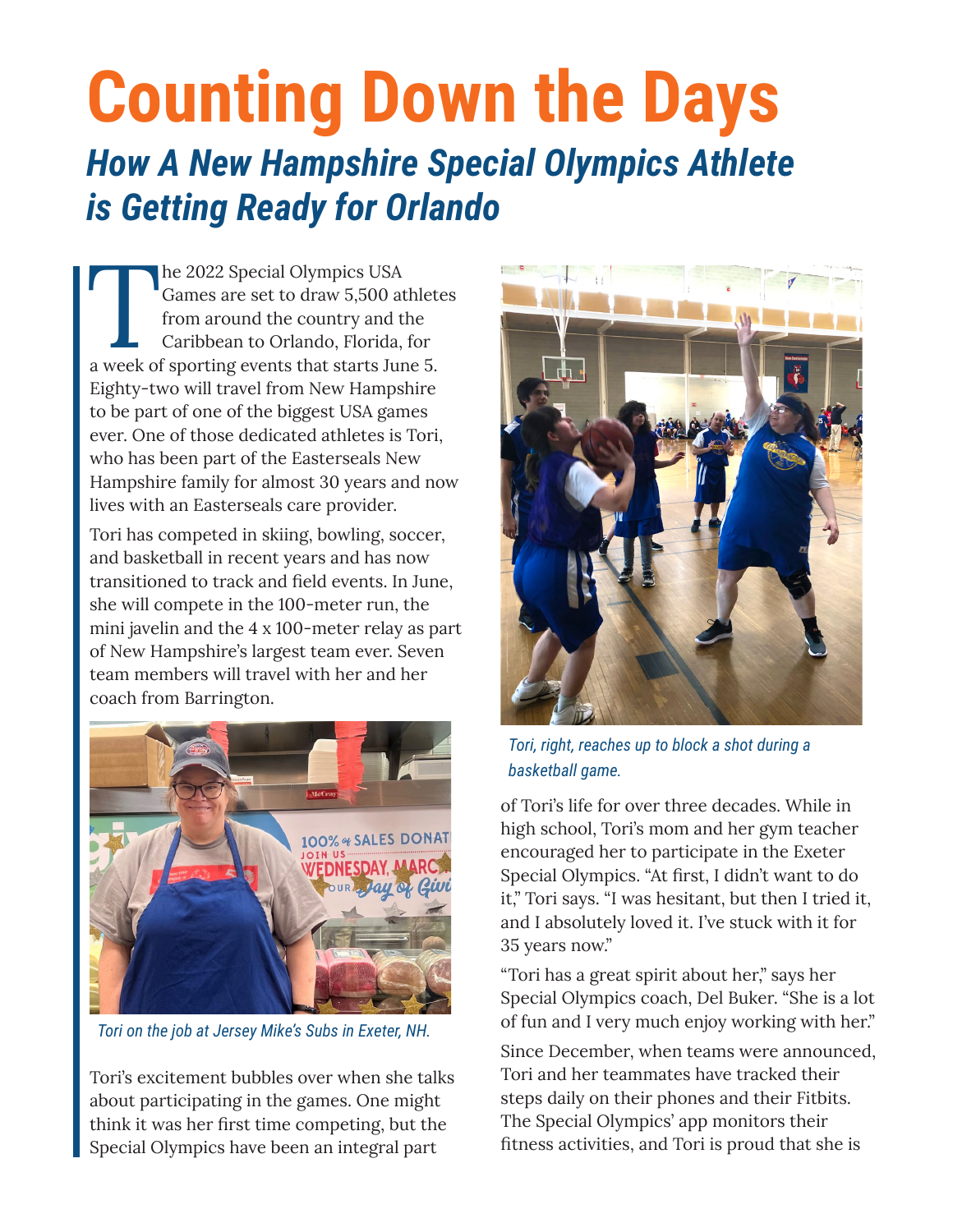# Counting Down the Days

## *How A New Hampshire Special Olympics Athlete is Getting Ready for Orlando*

The 2022 Special Olympics USA Games are set to draw 5,500 athletes from around the country and the Caribbean to Orlando, Florida, for a week of sporting events that starts June 5. Eighty-two will travel from New Hampshire to be part of one of the biggest USA games ever. One of those dedicated athletes is Tori, who has been part of the Easterseals New Hampshire family for almost 30 years and now lives with an Easterseals care provider.

Tori has competed in skiing, bowling, soccer, and basketball in recent years and has now transitioned to track and field events. In June, she will compete in the 100-meter run, the mini javelin and the 4 x 100-meter relay as part of New Hampshire's largest team ever. Seven team members will travel with her and her coach from Barrington.

*Tori on the job at Jersey Mike's Subs in Exeter, NH.*

Tori's excitement bubbles over when she talks about participating in the games. One might think it was her first time competing, but the Special Olympics have been an integral part of Tori's life for over three decades. While in high school, Tori's mom and her gym teacher encouraged her to participate in the Exeter Special Olympics. "At first, I didn't want to do it," Tori says. "I was hesitant, but then I tried it, and I absolutely loved it. I've stuck with it for 35 years now."

*Tori, right, reaches up to block a shot during a basketball game.*

"Tori has a great spirit about her," says her Special Olympics coach, Del Buker. "She is a lot of fun and I very much enjoy working with her."

Since December, when teams were announced, Tori and her teammates have tracked their steps daily on their phones and their Fitbits. The Special Olympics' app monitors their fitness activities, and Tori is proud that she is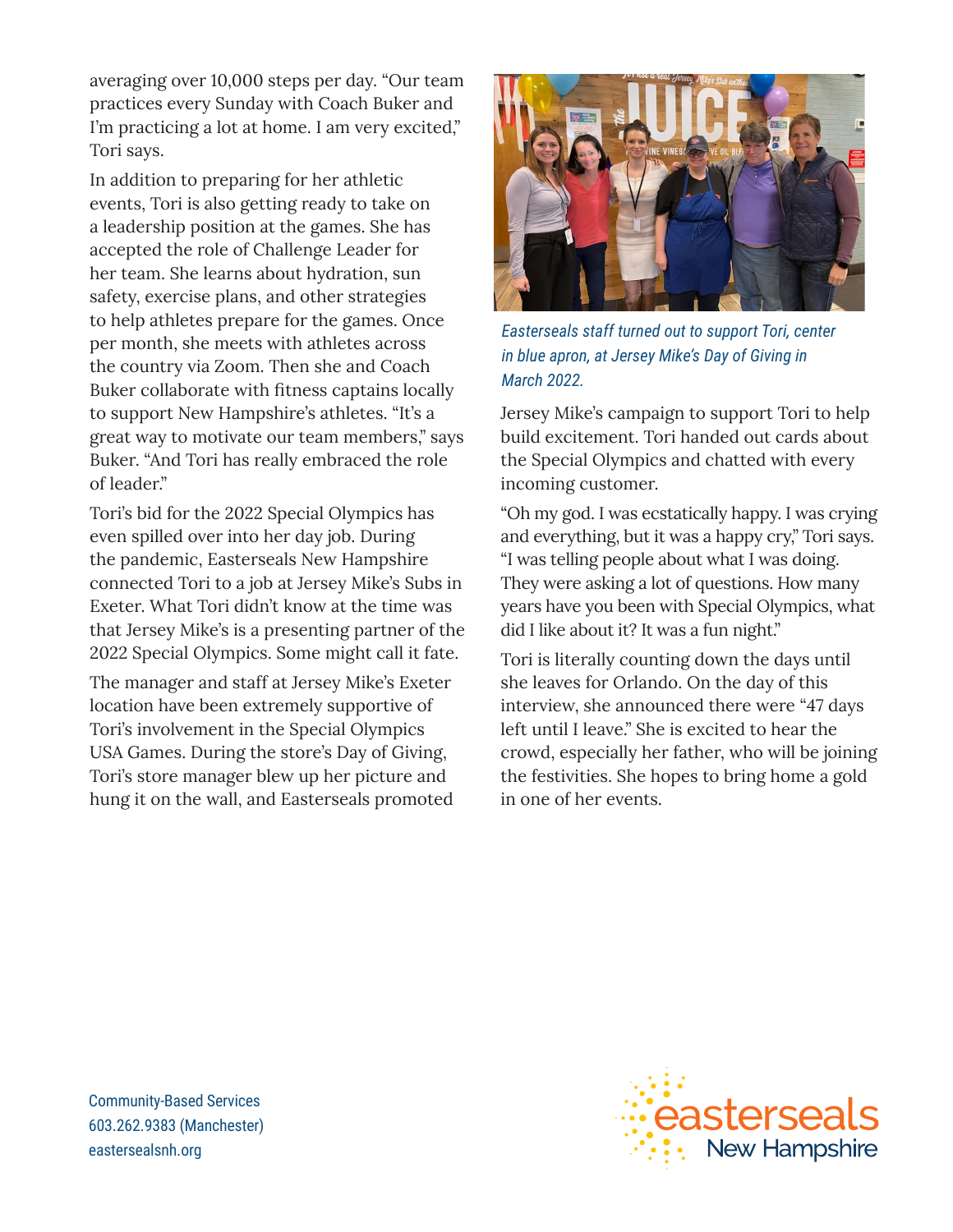averaging over 10,000 steps per day. "Our team practices every Sunday with Coach Buker and I'm practicing a lot at home. I am very excited," Tori says.

In addition to preparing for her athletic events, Tori is also getting ready to take on a leadership position at the games. She has accepted the role of Challenge Leader for her team. She learns about hydration, sun safety, exercise plans, and other strategies to help athletes prepare for the games. Once per month, she meets with athletes across the country via Zoom. Then she and Coach Buker collaborate with fitness captains locally to support New Hampshire's athletes. "It's a great way to motivate our team members," says Buker. "And Tori has really embraced the role of leader."

Tori's bid for the 2022 Special Olympics has even spilled over into her day job. During the pandemic, Easterseals New Hampshire connected Tori to a job at Jersey Mike's Subs in Exeter. What Tori didn't know at the time was that Jersey Mike's is a presenting partner of the 2022 Special Olympics. Some might call it fate.

The manager and staff at Jersey Mike's Exeter location have been extremely supportive of Tori's involvement in the Special Olympics USA Games. During the store's Day of Giving, Tori's store manager blew up her picture and hung it on the wall, and Easterseals promoted Jersey Mike's campaign to support Tori to help build excitement. Tori handed out cards about the Special Olympics and chatted with every incoming customer.

*Easterseals staff turned out to support Tori, center in blue apron, at Jersey Mike's Day of Giving in March 2022.*

"Oh my god. I was ecstatically happy. I was crying and everything, but it was a happy cry," Tori says. "I was telling people about what I was doing. They were asking a lot of questions. How many years have you been with Special Olympics, what did I like about it? It was a fun night."

Tori is literally counting down the days until she leaves for Orlando. On the day of this interview, she announced there were "47 days left until I leave." She is excited to hear the crowd, especially her father, who will be joining the festivities. She hopes to bring home a gold in one of her events.

Community-Based Services
603.262.9383 (Manchester)
eastersealsnh.org

easterseals New Hampshire